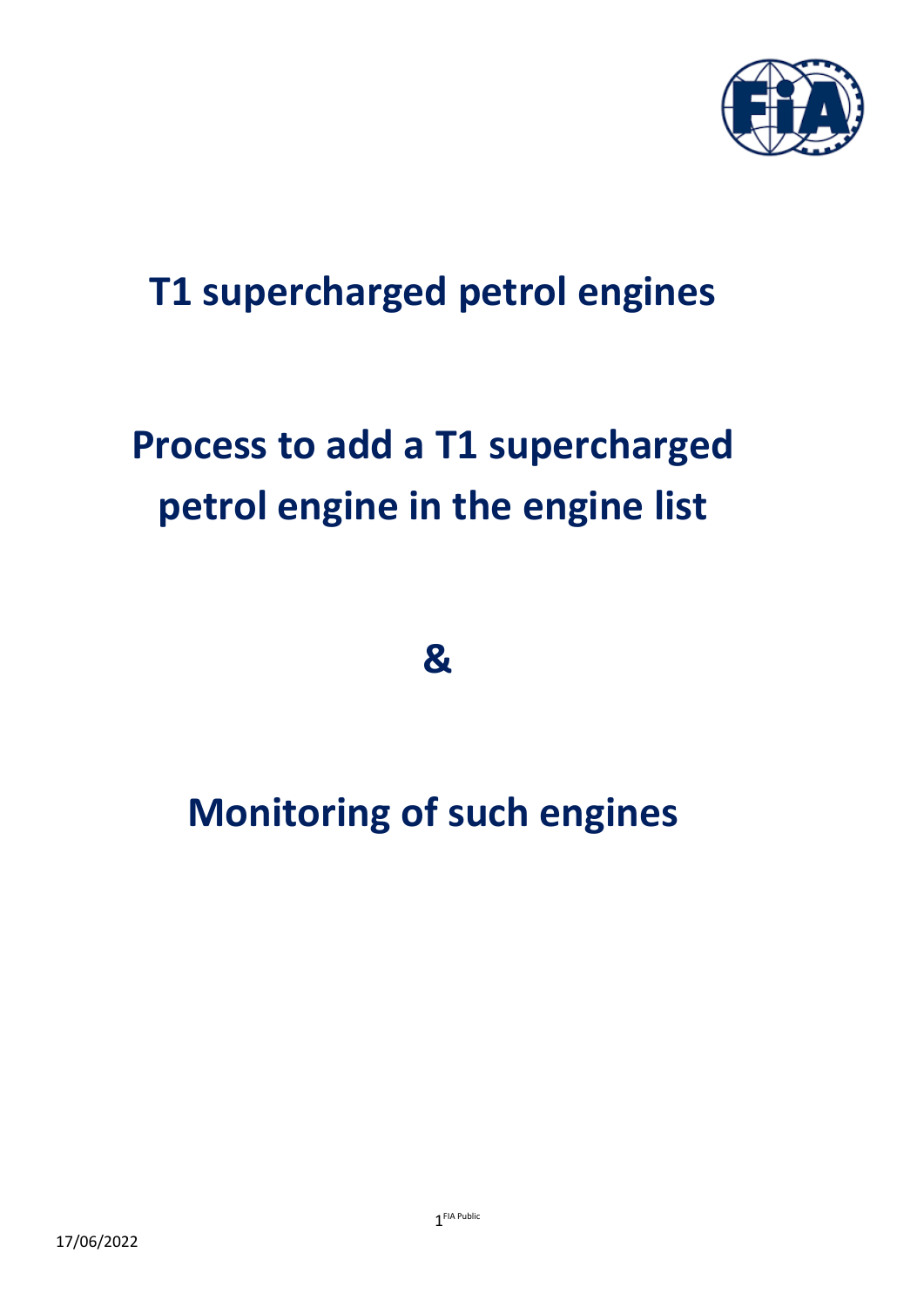# T1 supercharged petrol engines

# Process to add a T1 supercharged petrol engine in the engine list

# &

# Monitoring of such engines

17/06/2022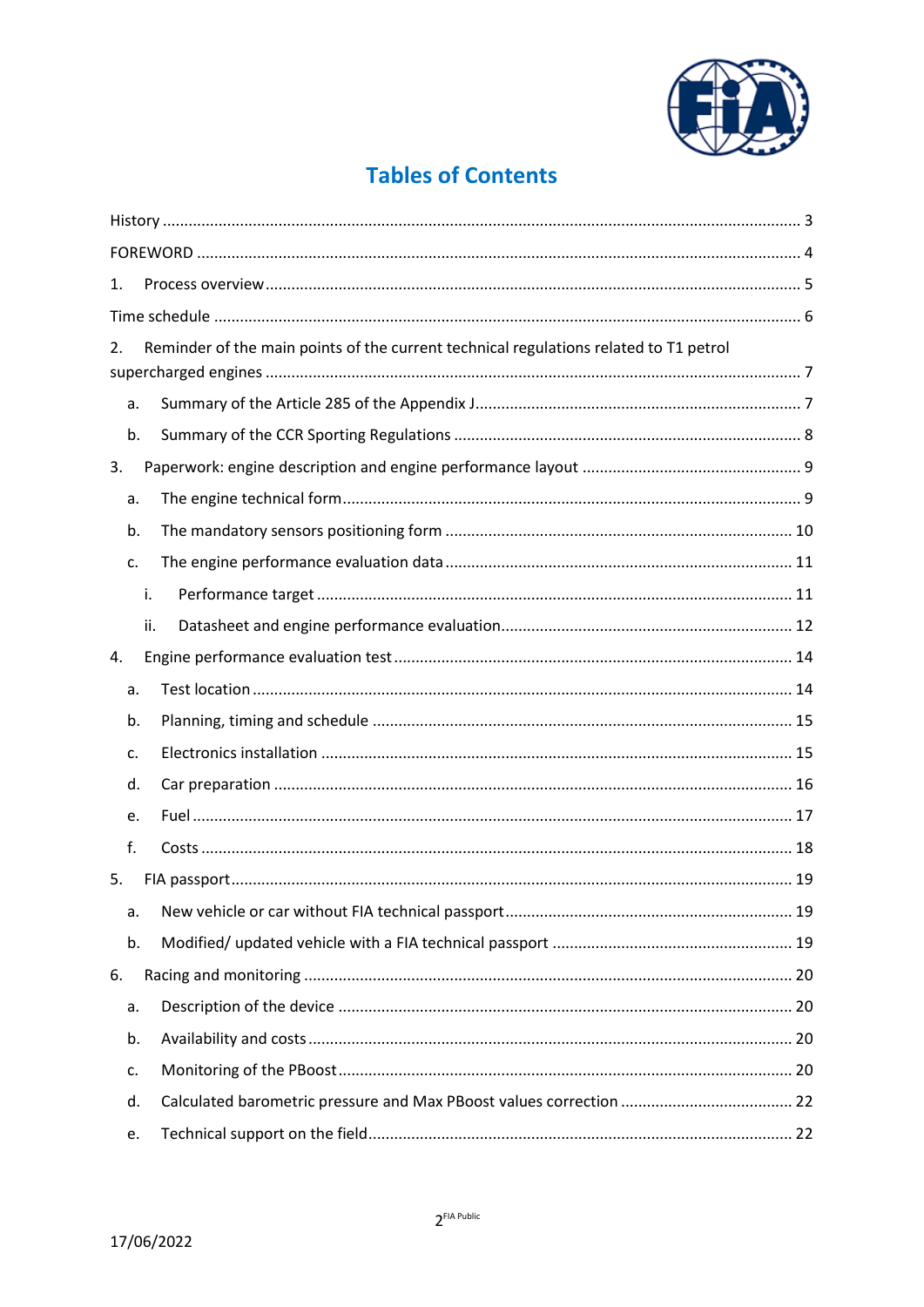# Tables of Contents

History ..... 3

FOREWORD ..... 4

1. Process overview ..... 5

Time schedule ..... 6

2. Reminder of the main points of the current technical regulations related to T1 petrol supercharged engines ..... 7
   - a. Summary of the Article 285 of the Appendix J ..... 7
   - b. Summary of the CCR Sporting Regulations ..... 8
3. Paperwork: engine description and engine performance layout ..... 9
   - a. The engine technical form ..... 9
   - b. The mandatory sensors positioning form ..... 10
   - c. The engine performance evaluation data ..... 11
     - i. Performance target ..... 11
     - ii. Datasheet and engine performance evaluation ..... 12
4. Engine performance evaluation test ..... 14
   - a. Test location ..... 14
   - b. Planning, timing and schedule ..... 15
   - c. Electronics installation ..... 15
   - d. Car preparation ..... 16
   - e. Fuel ..... 17
   - f. Costs ..... 18
5. FIA passport ..... 19
   - a. New vehicle or car without FIA technical passport ..... 19
   - b. Modified/ updated vehicle with a FIA technical passport ..... 19
6. Racing and monitoring ..... 20
   - a. Description of the device ..... 20
   - b. Availability and costs ..... 20
   - c. Monitoring of the PBoost ..... 20
   - d. Calculated barometric pressure and Max PBoost values correction ..... 22
   - e. Technical support on the field ..... 22

17/06/2022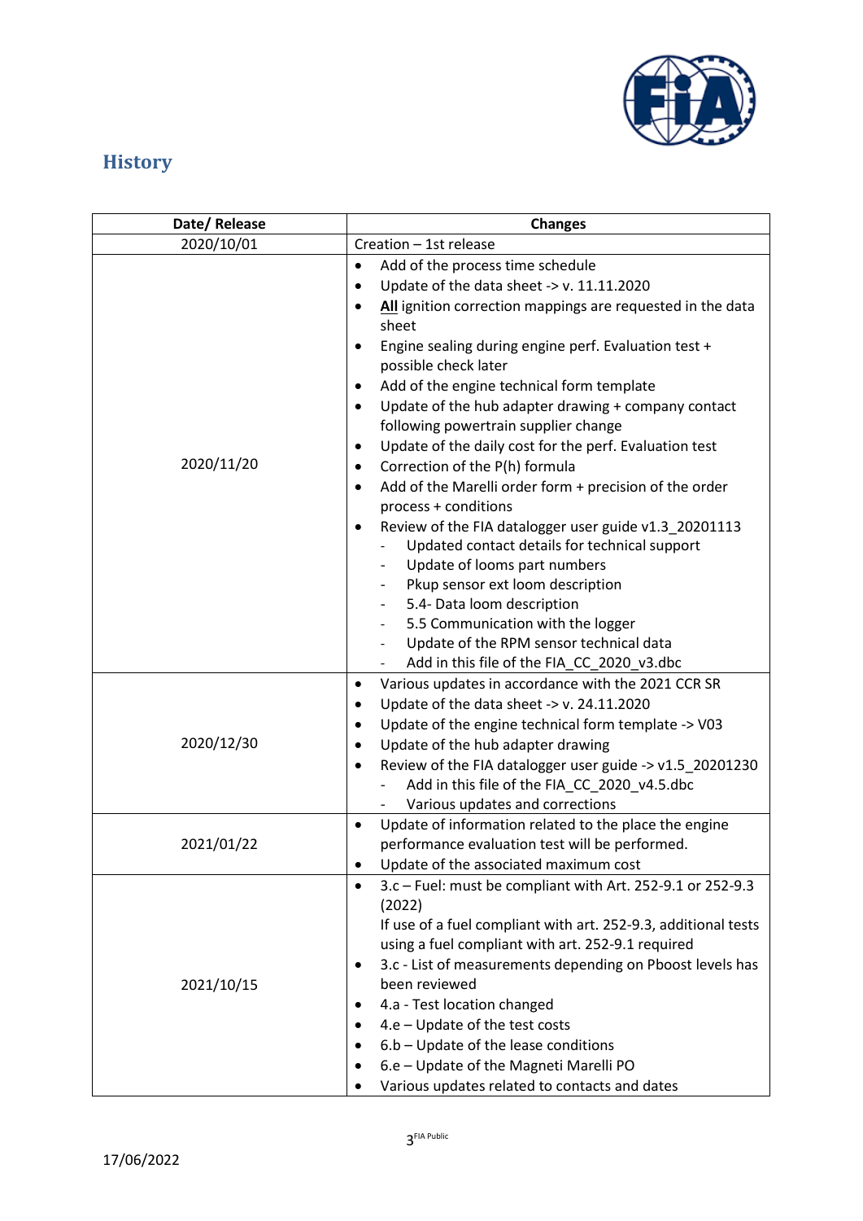## History

| Date/ Release | Changes |
|---|---|
| 2020/10/01 | Creation – 1st release |
| 2020/11/20 | • Add of the process time schedule<br>• Update of the data sheet -> v. 11.11.2020<br>• **All** ignition correction mappings are requested in the data sheet<br>• Engine sealing during engine perf. Evaluation test + possible check later<br>• Add of the engine technical form template<br>• Update of the hub adapter drawing + company contact following powertrain supplier change<br>• Update of the daily cost for the perf. Evaluation test<br>• Correction of the P(h) formula<br>• Add of the Marelli order form + precision of the order process + conditions<br>• Review of the FIA datalogger user guide v1.3_20201113<br>  - Updated contact details for technical support<br>  - Update of looms part numbers<br>  - Pkup sensor ext loom description<br>  - 5.4- Data loom description<br>  - 5.5 Communication with the logger<br>  - Update of the RPM sensor technical data<br>  - Add in this file of the FIA_CC_2020_v3.dbc |
| 2020/12/30 | • Various updates in accordance with the 2021 CCR SR<br>• Update of the data sheet -> v. 24.11.2020<br>• Update of the engine technical form template -> V03<br>• Update of the hub adapter drawing<br>• Review of the FIA datalogger user guide -> v1.5_20201230<br>  - Add in this file of the FIA_CC_2020_v4.5.dbc<br>  - Various updates and corrections |
| 2021/01/22 | • Update of information related to the place the engine performance evaluation test will be performed.<br>• Update of the associated maximum cost |
| 2021/10/15 | • 3.c – Fuel: must be compliant with Art. 252-9.1 or 252-9.3 (2022)<br>If use of a fuel compliant with art. 252-9.3, additional tests using a fuel compliant with art. 252-9.1 required<br>• 3.c - List of measurements depending on Pboost levels has been reviewed<br>• 4.a - Test location changed<br>• 4.e – Update of the test costs<br>• 6.b – Update of the lease conditions<br>• 6.e – Update of the Magneti Marelli PO<br>• Various updates related to contacts and dates |

17/06/2022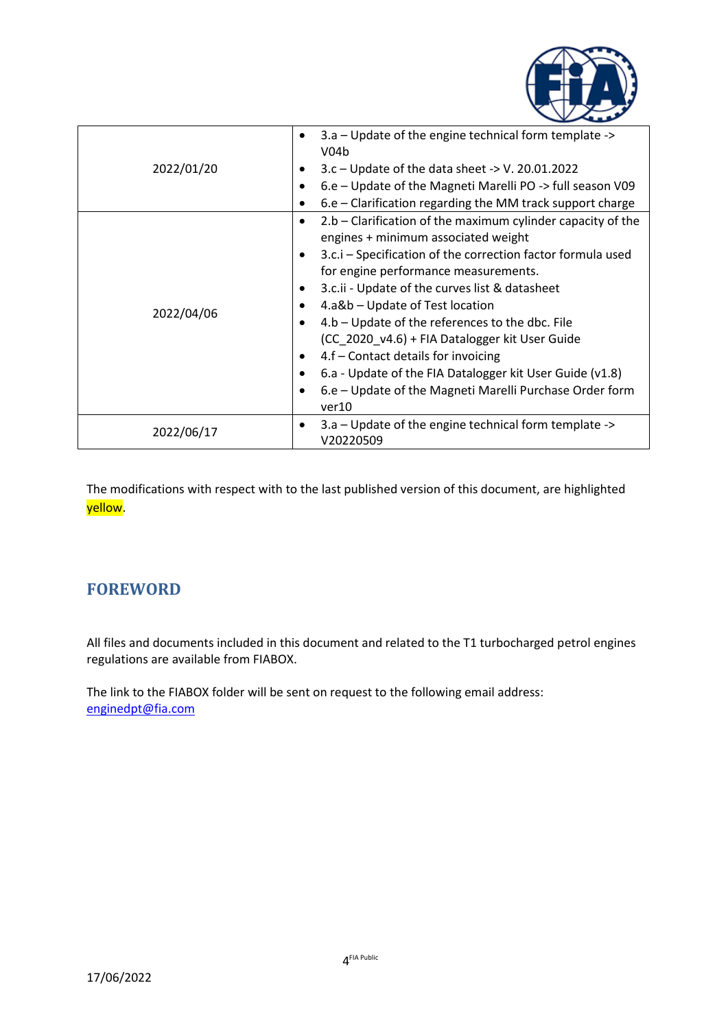| | |
|---|---|
| 2022/01/20 | • 3.a – Update of the engine technical form template -> V04b<br>• 3.c – Update of the data sheet -> V. 20.01.2022<br>• 6.e – Update of the Magneti Marelli PO -> full season V09<br>• 6.e – Clarification regarding the MM track support charge |
| 2022/04/06 | • 2.b – Clarification of the maximum cylinder capacity of the engines + minimum associated weight<br>• 3.c.i – Specification of the correction factor formula used for engine performance measurements.<br>• 3.c.ii - Update of the curves list & datasheet<br>• 4.a&b – Update of Test location<br>• 4.b – Update of the references to the dbc. File (CC_2020_v4.6) + FIA Datalogger kit User Guide<br>• 4.f – Contact details for invoicing<br>• 6.a - Update of the FIA Datalogger kit User Guide (v1.8)<br>• 6.e – Update of the Magneti Marelli Purchase Order form ver10 |
| 2022/06/17 | • 3.a – Update of the engine technical form template -> V20220509 |

The modifications with respect with to the last published version of this document, are highlighted yellow.

## FOREWORD

All files and documents included in this document and related to the T1 turbocharged petrol engines regulations are available from FIABOX.

The link to the FIABOX folder will be sent on request to the following email address: enginedpt@fia.com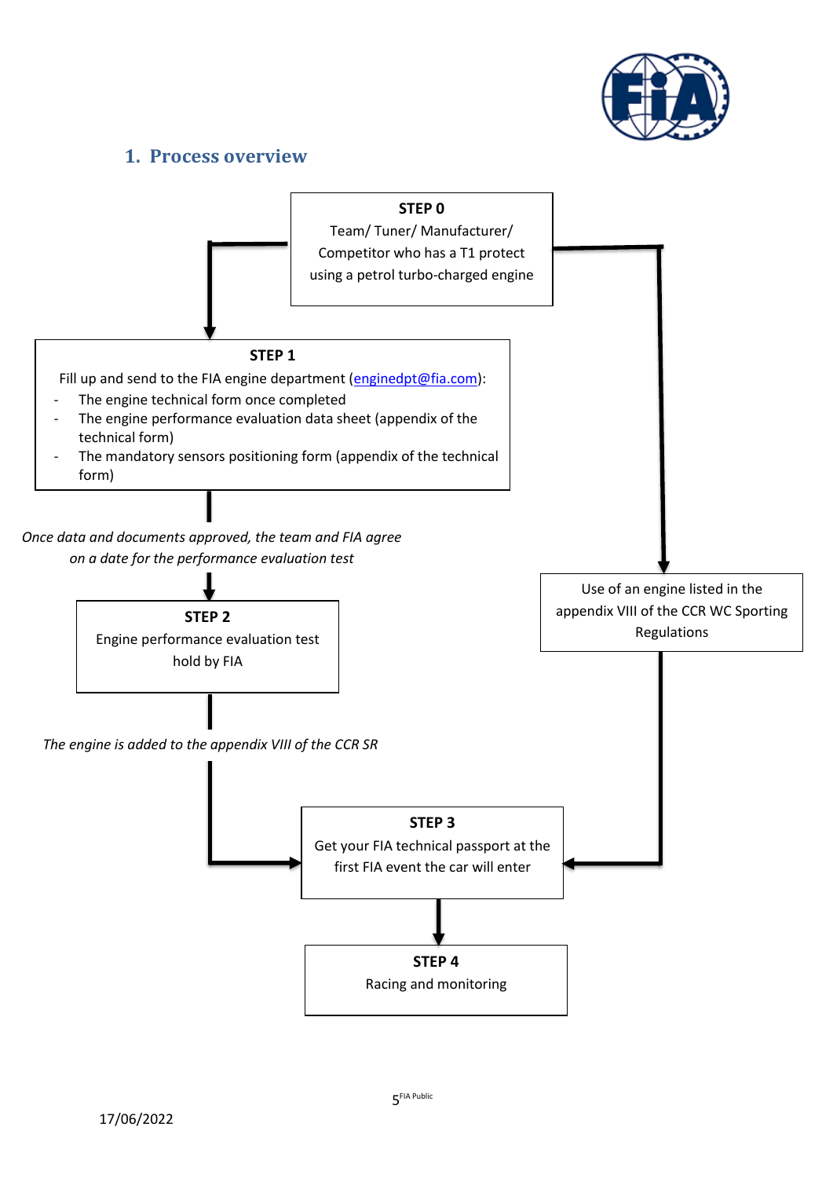## 1. Process overview

**STEP 0**

Team/ Tuner/ Manufacturer/ Competitor who has a T1 protect using a petrol turbo-charged engine

**STEP 1**

Fill up and send to the FIA engine department ([enginedpt@fia.com](mailto:enginedpt@fia.com)):

- The engine technical form once completed
- The engine performance evaluation data sheet (appendix of the technical form)
- The mandatory sensors positioning form (appendix of the technical form)

*Once data and documents approved, the team and FIA agree on a date for the performance evaluation test*

**STEP 2**

Engine performance evaluation test hold by FIA

*The engine is added to the appendix VIII of the CCR SR*

Use of an engine listed in the appendix VIII of the CCR WC Sporting Regulations

**STEP 3**

Get your FIA technical passport at the first FIA event the car will enter

**STEP 4**

Racing and monitoring

17/06/2022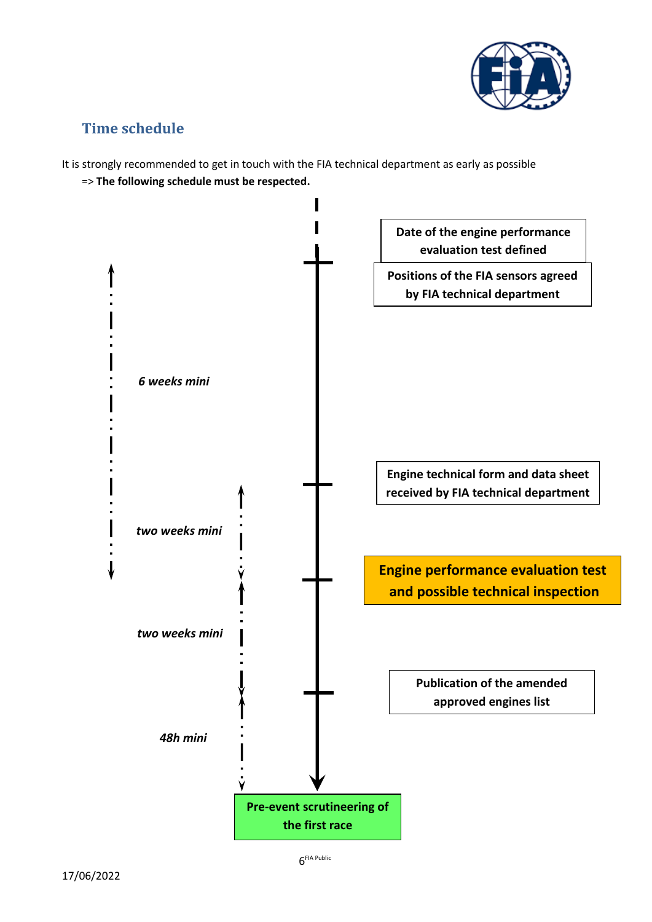## Time schedule

It is strongly recommended to get in touch with the FIA technical department as early as possible

=> **The following schedule must be respected.**

**Date of the engine performance evaluation test defined**

**Positions of the FIA sensors agreed by FIA technical department**

*6 weeks mini*

**Engine technical form and data sheet received by FIA technical department**

*two weeks mini*

**Engine performance evaluation test and possible technical inspection**

*two weeks mini*

**Publication of the amended approved engines list**

*48h mini*

**Pre-event scrutineering of the first race**

17/06/2022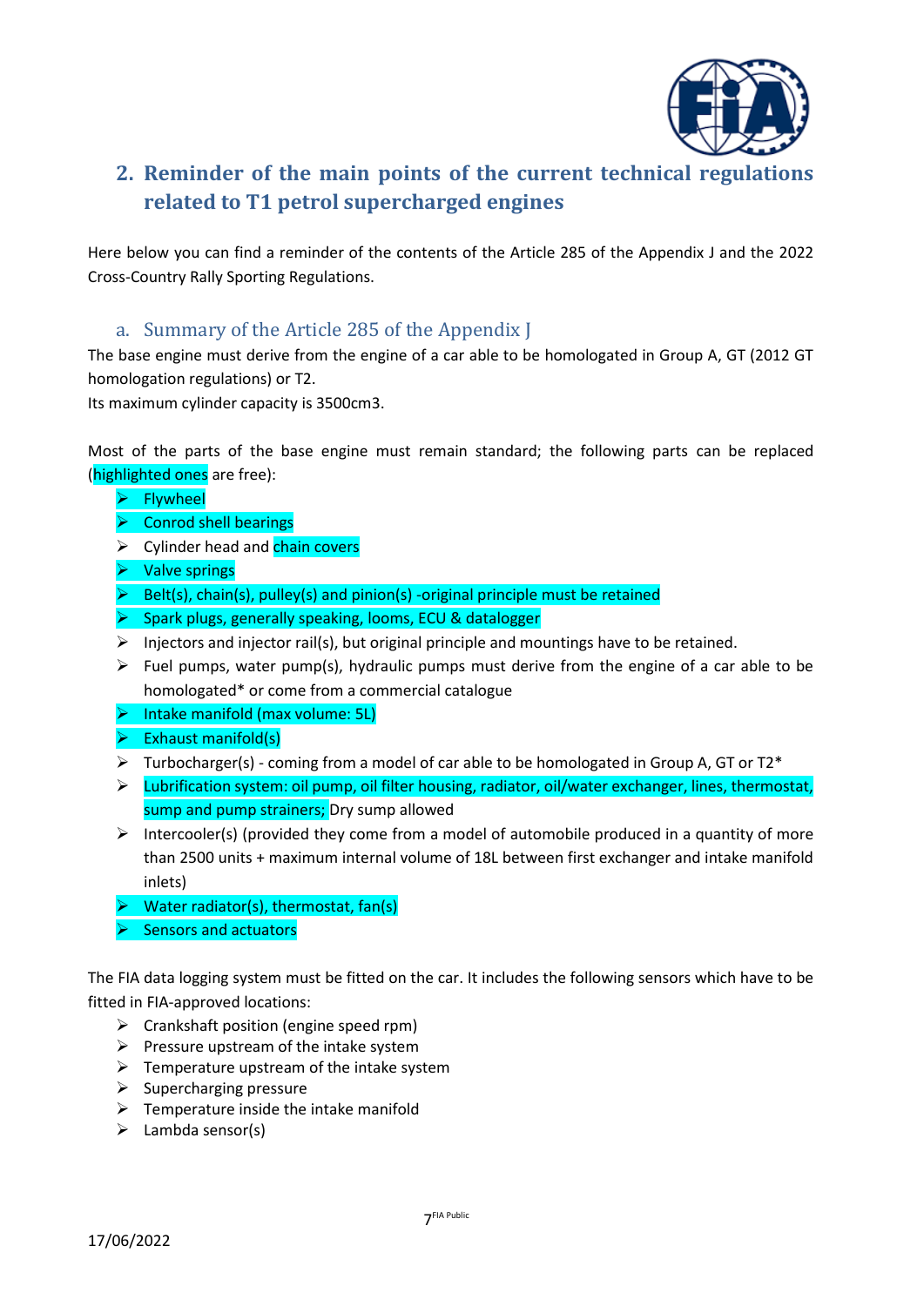## 2. Reminder of the main points of the current technical regulations related to T1 petrol supercharged engines

Here below you can find a reminder of the contents of the Article 285 of the Appendix J and the 2022 Cross-Country Rally Sporting Regulations.

### a. Summary of the Article 285 of the Appendix J

The base engine must derive from the engine of a car able to be homologated in Group A, GT (2012 GT homologation regulations) or T2.
Its maximum cylinder capacity is 3500cm3.

Most of the parts of the base engine must remain standard; the following parts can be replaced (highlighted ones are free):

- Flywheel
- Conrod shell bearings
- Cylinder head and chain covers
- Valve springs
- Belt(s), chain(s), pulley(s) and pinion(s) -original principle must be retained
- Spark plugs, generally speaking, looms, ECU & datalogger
- Injectors and injector rail(s), but original principle and mountings have to be retained.
- Fuel pumps, water pump(s), hydraulic pumps must derive from the engine of a car able to be homologated* or come from a commercial catalogue
- Intake manifold (max volume: 5L)
- Exhaust manifold(s)
- Turbocharger(s) - coming from a model of car able to be homologated in Group A, GT or T2*
- Lubrication system: oil pump, oil filter housing, radiator, oil/water exchanger, lines, thermostat, sump and pump strainers; Dry sump allowed
- Intercooler(s) (provided they come from a model of automobile produced in a quantity of more than 2500 units + maximum internal volume of 18L between first exchanger and intake manifold inlets)
- Water radiator(s), thermostat, fan(s)
- Sensors and actuators

The FIA data logging system must be fitted on the car. It includes the following sensors which have to be fitted in FIA-approved locations:

- Crankshaft position (engine speed rpm)
- Pressure upstream of the intake system
- Temperature upstream of the intake system
- Supercharging pressure
- Temperature inside the intake manifold
- Lambda sensor(s)

17/06/2022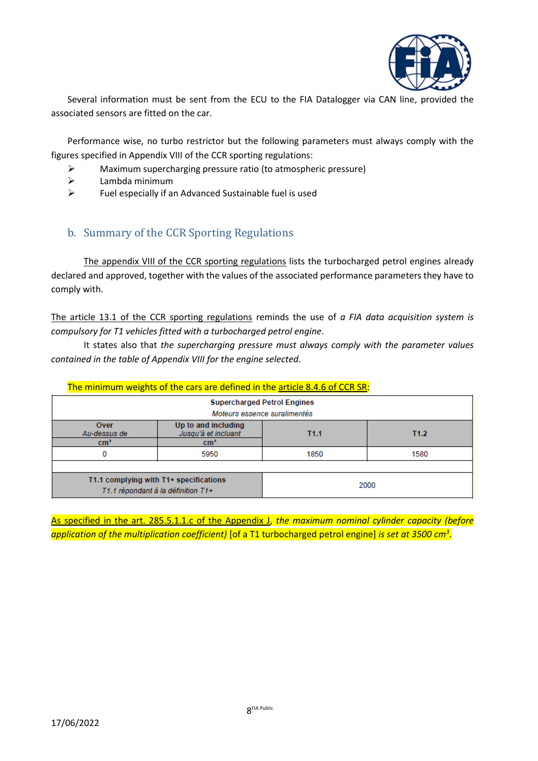Several information must be sent from the ECU to the FIA Datalogger via CAN line, provided the associated sensors are fitted on the car.

Performance wise, no turbo restrictor but the following parameters must always comply with the figures specified in Appendix VIII of the CCR sporting regulations:

- Maximum supercharging pressure ratio (to atmospheric pressure)
- Lambda minimum
- Fuel especially if an Advanced Sustainable fuel is used

## b. Summary of the CCR Sporting Regulations

The appendix VIII of the CCR sporting regulations lists the turbocharged petrol engines already declared and approved, together with the values of the associated performance parameters they have to comply with.

The article 13.1 of the CCR sporting regulations reminds the use of *a FIA data acquisition system is compulsory for T1 vehicles fitted with a turbocharged petrol engine*.

It states also that *the supercharging pressure must always comply with the parameter values contained in the table of Appendix VIII for the engine selected.*

The minimum weights of the cars are defined in the article 8.4.6 of CCR SR:

| **Supercharged Petrol Engines** *Moteurs essence suralimentés* | | | |
|---|---|---|---|
| **Over** *Au-dessus de* **cm³** | **Up to and including** *Jusqu'à et incluant* **cm³** | **T1.1** | **T1.2** |
| 0 | 5950 | 1850 | 1580 |
| | | | |
| **T1.1 complying with T1+ specifications** *T1.1 répondant à la définition T1+* | | 2000 | |

As specified in the art. 285.5.1.1.c of the Appendix J, *the maximum nominal cylinder capacity (before application of the multiplication coefficient)* [of a T1 turbocharged petrol engine] *is set at 3500 cm³*.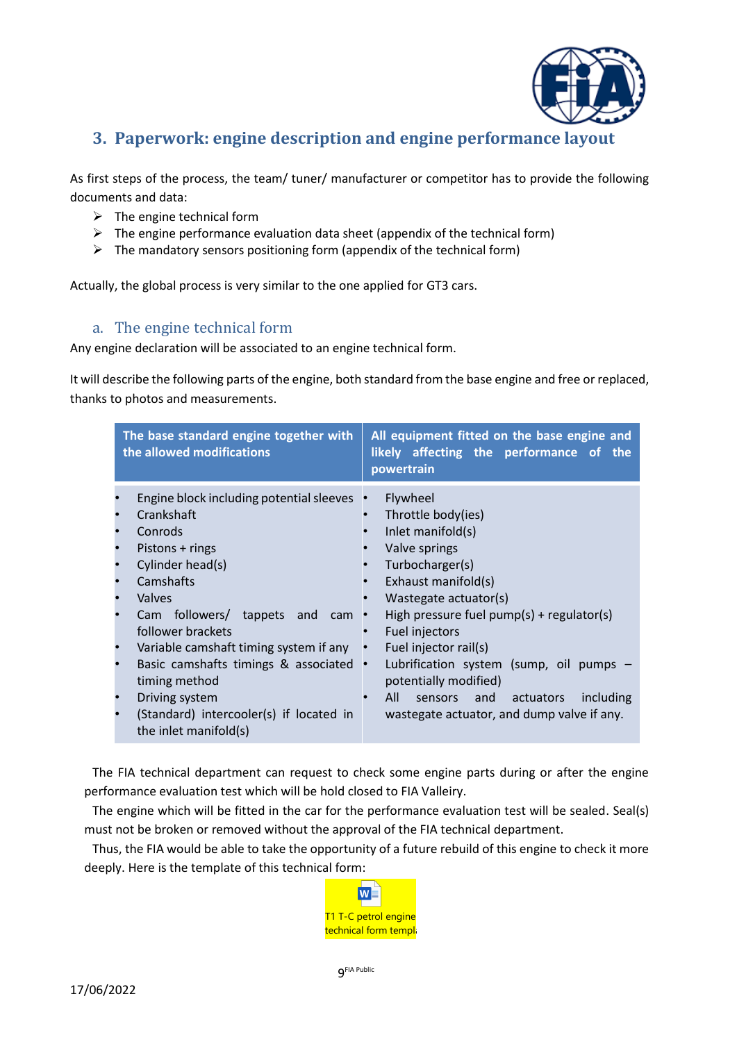## 3. Paperwork: engine description and engine performance layout

As first steps of the process, the team/ tuner/ manufacturer or competitor has to provide the following documents and data:

- The engine technical form
- The engine performance evaluation data sheet (appendix of the technical form)
- The mandatory sensors positioning form (appendix of the technical form)

Actually, the global process is very similar to the one applied for GT3 cars.

### a. The engine technical form

Any engine declaration will be associated to an engine technical form.

It will describe the following parts of the engine, both standard from the base engine and free or replaced, thanks to photos and measurements.

| The base standard engine together with the allowed modifications | All equipment fitted on the base engine and likely affecting the performance of the powertrain |
|---|---|
| • Engine block including potential sleeves<br>• Crankshaft<br>• Conrods<br>• Pistons + rings<br>• Cylinder head(s)<br>• Camshafts<br>• Valves<br>• Cam followers/ tappets and cam follower brackets<br>• Variable camshaft timing system if any<br>• Basic camshafts timings & associated timing method<br>• Driving system<br>• (Standard) intercooler(s) if located in the inlet manifold(s) | • Flywheel<br>• Throttle body(ies)<br>• Inlet manifold(s)<br>• Valve springs<br>• Turbocharger(s)<br>• Exhaust manifold(s)<br>• Wastegate actuator(s)<br>• High pressure fuel pump(s) + regulator(s)<br>• Fuel injectors<br>• Fuel injector rail(s)<br>• Lubrification system (sump, oil pumps – potentially modified)<br>• All sensors and actuators including wastegate actuator, and dump valve if any. |

The FIA technical department can request to check some engine parts during or after the engine performance evaluation test which will be hold closed to FIA Valleiry.

The engine which will be fitted in the car for the performance evaluation test will be sealed. Seal(s) must not be broken or removed without the approval of the FIA technical department.

Thus, the FIA would be able to take the opportunity of a future rebuild of this engine to check it more deeply. Here is the template of this technical form:

T1 T-C petrol engine technical form templ...

17/06/2022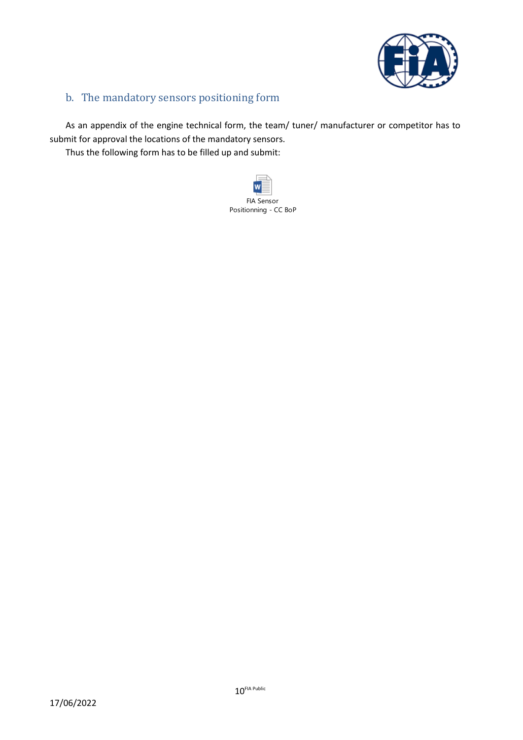## b. The mandatory sensors positioning form

As an appendix of the engine technical form, the team/ tuner/ manufacturer or competitor has to submit for approval the locations of the mandatory sensors.

Thus the following form has to be filled up and submit:

FIA Sensor Positionning - CC BoP

17/06/2022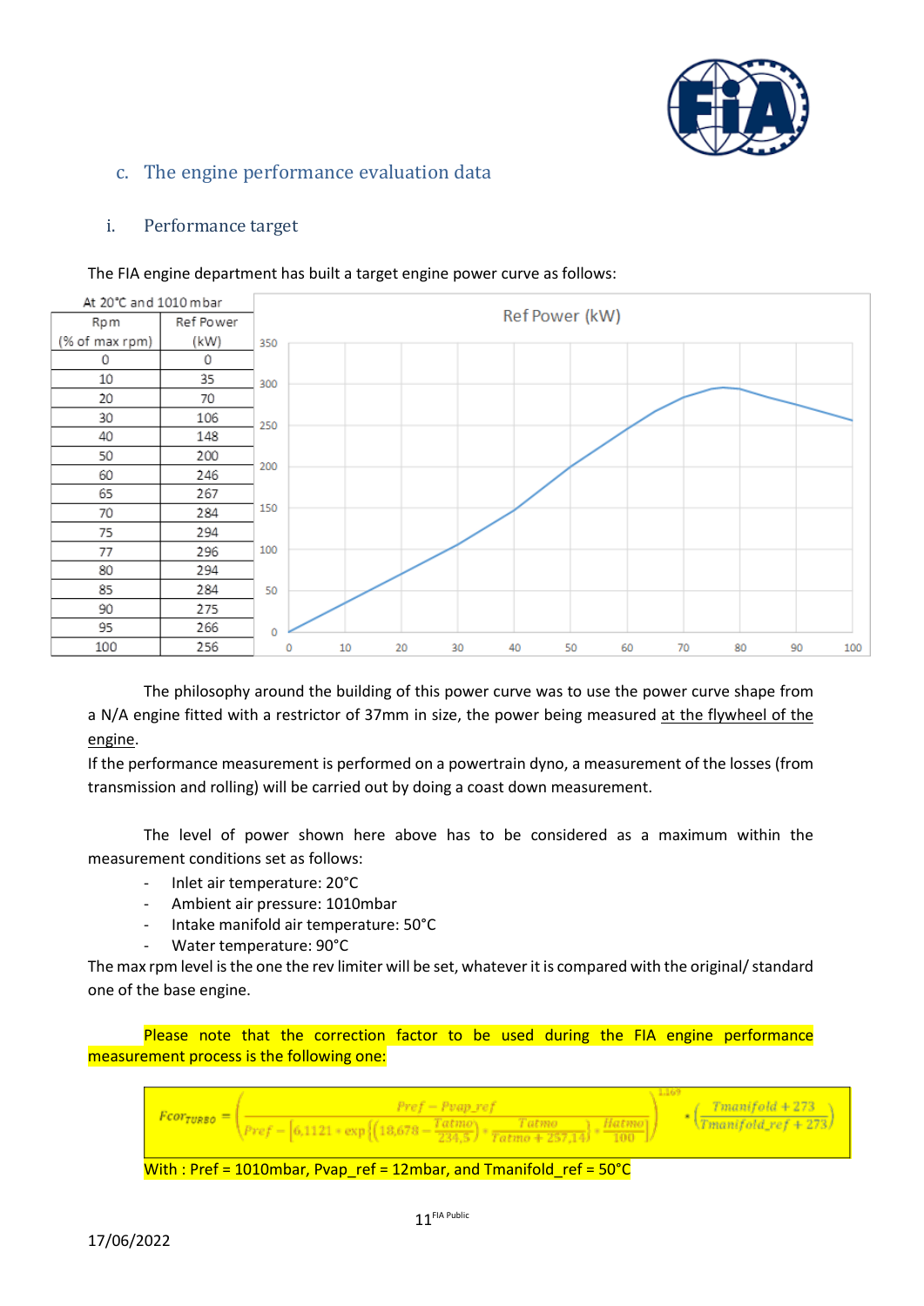## c. The engine performance evaluation data

### i. Performance target

The FIA engine department has built a target engine power curve as follows:

| At 20°C and 1010 mbar | |
|---|---|
| Rpm (% of max rpm) | Ref Power (kW) |
| 0 | 0 |
| 10 | 35 |
| 20 | 70 |
| 30 | 106 |
| 40 | 148 |
| 50 | 200 |
| 60 | 246 |
| 65 | 267 |
| 70 | 284 |
| 75 | 294 |
| 77 | 296 |
| 80 | 294 |
| 85 | 284 |
| 90 | 275 |
| 95 | 266 |
| 100 | 256 |

The philosophy around the building of this power curve was to use the power curve shape from a N/A engine fitted with a restrictor of 37mm in size, the power being measured at the flywheel of the engine.

If the performance measurement is performed on a powertrain dyno, a measurement of the losses (from transmission and rolling) will be carried out by doing a coast down measurement.

The level of power shown here above has to be considered as a maximum within the measurement conditions set as follows:

- Inlet air temperature: 20°C
- Ambient air pressure: 1010mbar
- Intake manifold air temperature: 50°C
- Water temperature: 90°C

The max rpm level is the one the rev limiter will be set, whatever it is compared with the original/ standard one of the base engine.

Please note that the correction factor to be used during the FIA engine performance measurement process is the following one:

$$Fcor_{TURBO} = \left( \frac{Pref - Pvap\_ref}{Pref - \left[ 6{,}1121 * \exp\left\{ \left( 18{,}678 - \frac{Tatmo}{234{,}5} \right) * \frac{Tatmo}{Tatmo + 257{,}14} \right\} * \frac{Hatmo}{100} \right]} \right)^{1{,}169} * \left( \frac{Tmanifold + 273}{Tmanifold\_ref + 273} \right)$$

With : Pref = 1010mbar, Pvap_ref = 12mbar, and Tmanifold_ref = 50°C

17/06/2022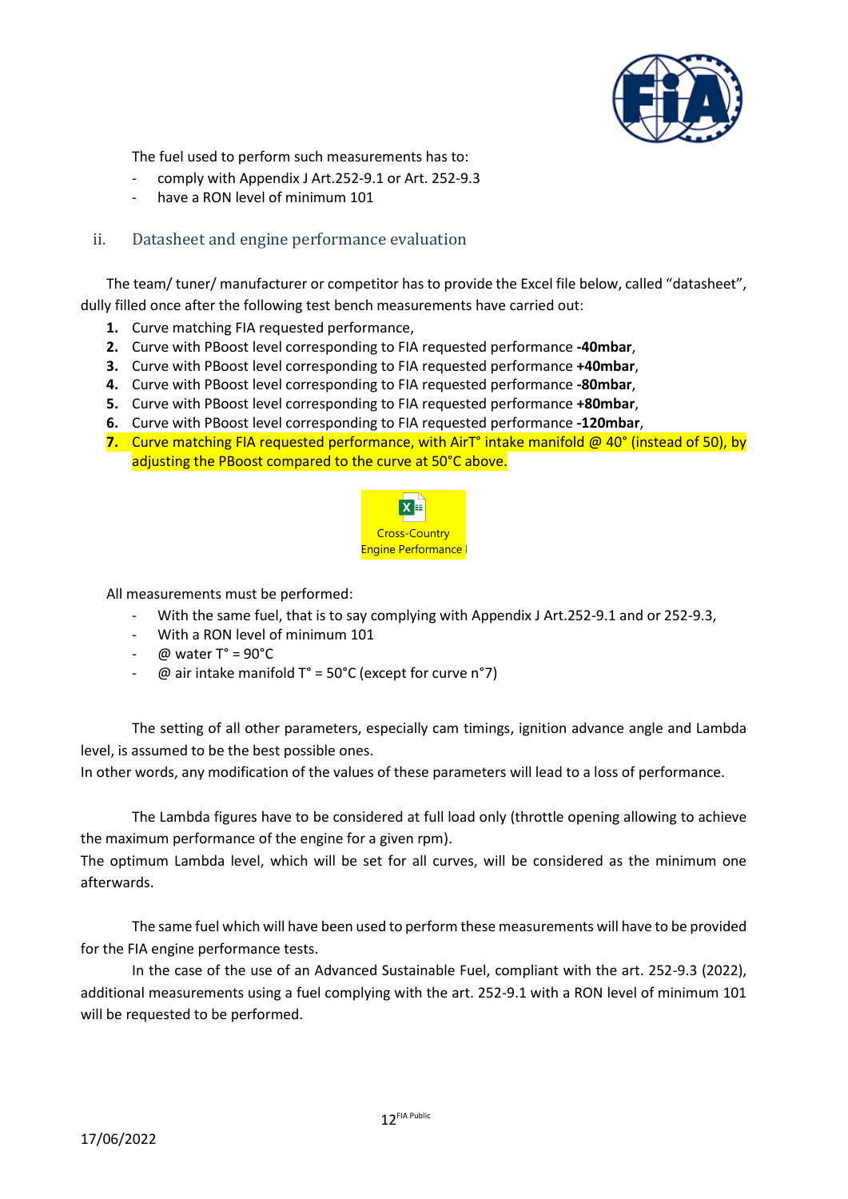The fuel used to perform such measurements has to:

- comply with Appendix J Art.252-9.1 or Art. 252-9.3
- have a RON level of minimum 101

### ii. Datasheet and engine performance evaluation

The team/ tuner/ manufacturer or competitor has to provide the Excel file below, called "datasheet", dully filled once after the following test bench measurements have carried out:

1. Curve matching FIA requested performance,
2. Curve with PBoost level corresponding to FIA requested performance **-40mbar**,
3. Curve with PBoost level corresponding to FIA requested performance **+40mbar**,
4. Curve with PBoost level corresponding to FIA requested performance **-80mbar**,
5. Curve with PBoost level corresponding to FIA requested performance **+80mbar**,
6. Curve with PBoost level corresponding to FIA requested performance **-120mbar**,
7. Curve matching FIA requested performance, with AirT° intake manifold @ 40° (instead of 50), by adjusting the PBoost compared to the curve at 50°C above.

Cross-Country Engine Performance

All measurements must be performed:

- With the same fuel, that is to say complying with Appendix J Art.252-9.1 and or 252-9.3,
- With a RON level of minimum 101
- @ water T° = 90°C
- @ air intake manifold T° = 50°C (except for curve n°7)

The setting of all other parameters, especially cam timings, ignition advance angle and Lambda level, is assumed to be the best possible ones.
In other words, any modification of the values of these parameters will lead to a loss of performance.

The Lambda figures have to be considered at full load only (throttle opening allowing to achieve the maximum performance of the engine for a given rpm).
The optimum Lambda level, which will be set for all curves, will be considered as the minimum one afterwards.

The same fuel which will have been used to perform these measurements will have to be provided for the FIA engine performance tests.

In the case of the use of an Advanced Sustainable Fuel, compliant with the art. 252-9.3 (2022), additional measurements using a fuel complying with the art. 252-9.1 with a RON level of minimum 101 will be requested to be performed.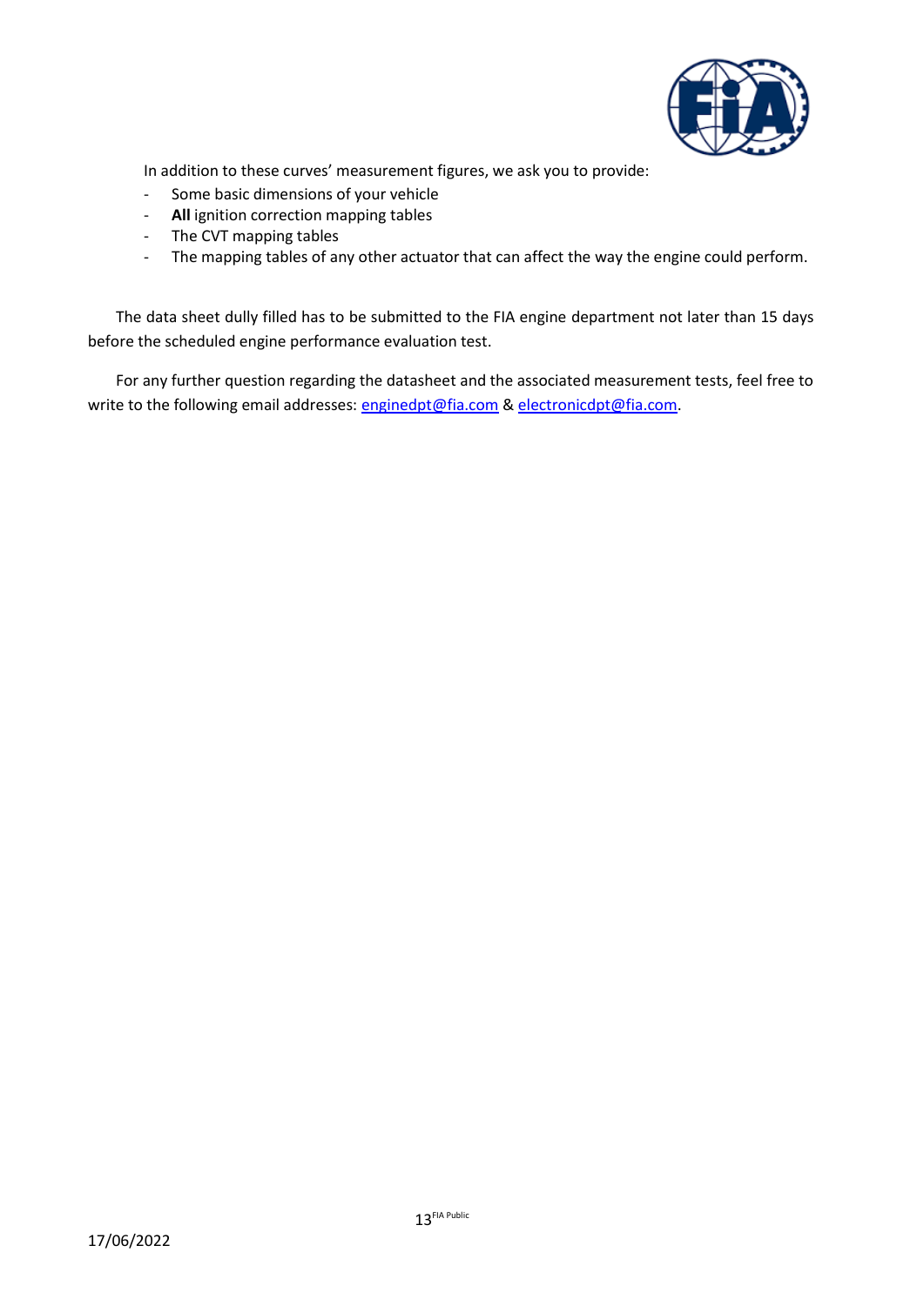In addition to these curves' measurement figures, we ask you to provide:

- Some basic dimensions of your vehicle
- **All** ignition correction mapping tables
- The CVT mapping tables
- The mapping tables of any other actuator that can affect the way the engine could perform.

The data sheet dully filled has to be submitted to the FIA engine department not later than 15 days before the scheduled engine performance evaluation test.

For any further question regarding the datasheet and the associated measurement tests, feel free to write to the following email addresses: enginedpt@fia.com & electronicdpt@fia.com.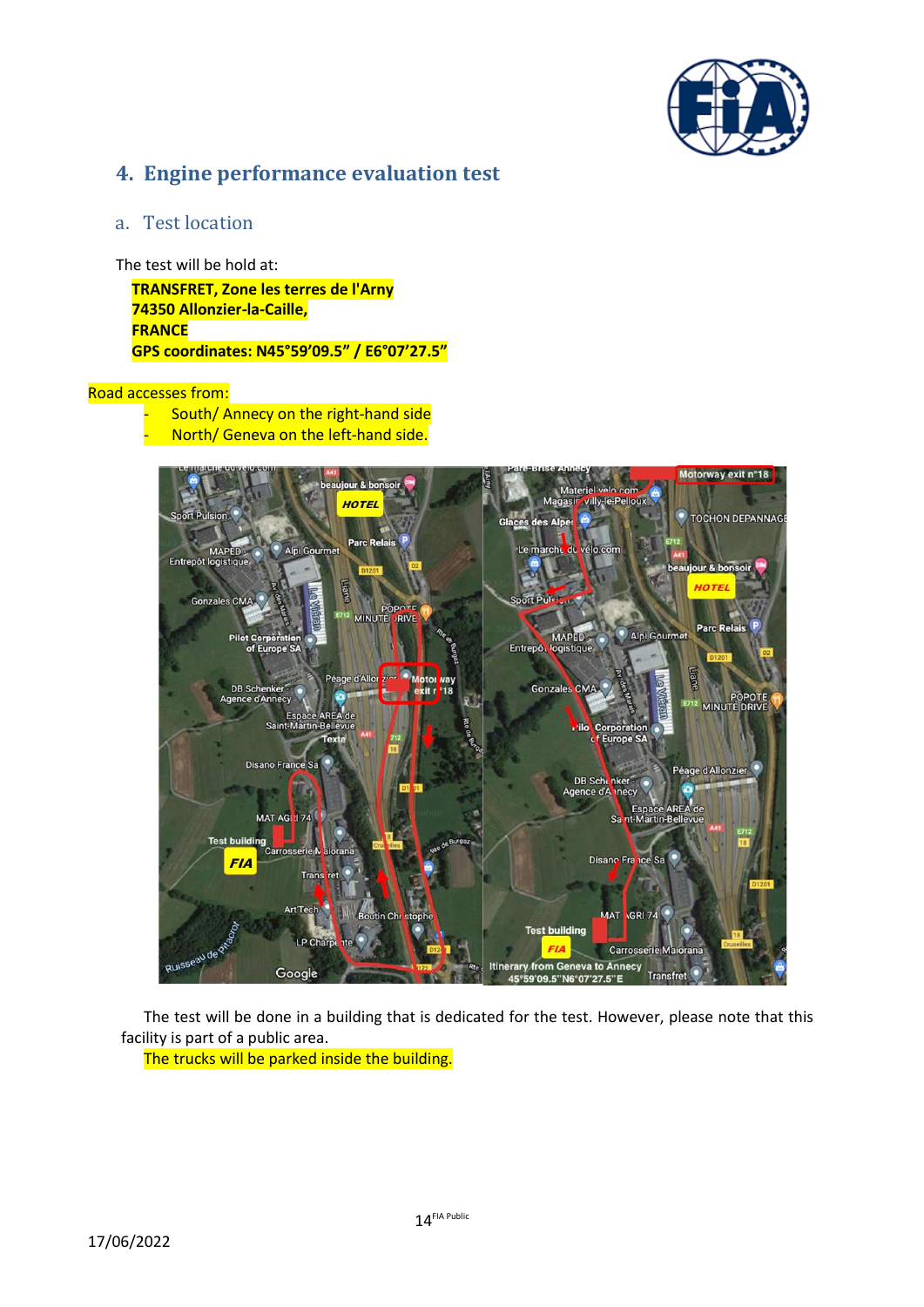## 4. Engine performance evaluation test

### a. Test location

The test will be hold at:

**TRANSFRET, Zone les terres de l'Arny**
**74350 Allonzier-la-Caille,**
**FRANCE**
**GPS coordinates: N45°59'09.5" / E6°07'27.5"**

Road accesses from:

- South/ Annecy on the right-hand side
- North/ Geneva on the left-hand side.

The test will be done in a building that is dedicated for the test. However, please note that this facility is part of a public area.

The trucks will be parked inside the building.

17/06/2022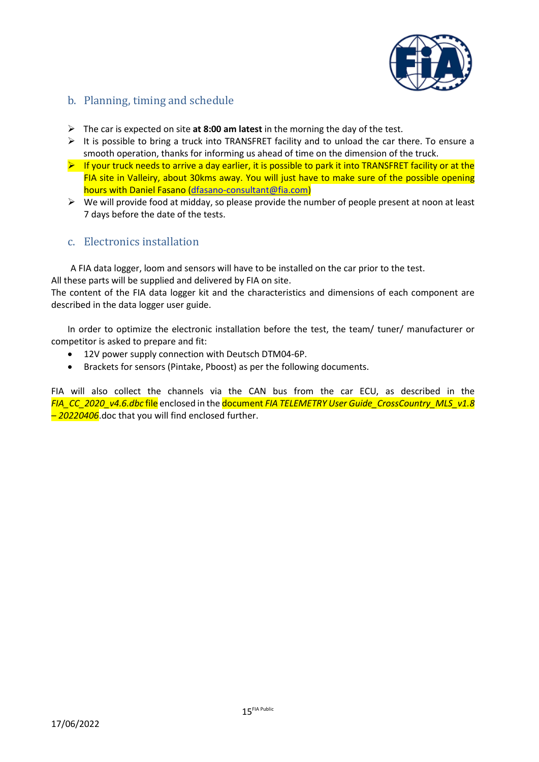## b. Planning, timing and schedule

- The car is expected on site **at 8:00 am latest** in the morning the day of the test.
- It is possible to bring a truck into TRANSFRET facility and to unload the car there. To ensure a smooth operation, thanks for informing us ahead of time on the dimension of the truck.
- If your truck needs to arrive a day earlier, it is possible to park it into TRANSFRET facility or at the FIA site in Valleiry, about 30kms away. You will just have to make sure of the possible opening hours with Daniel Fasano (dfasano-consultant@fia.com)
- We will provide food at midday, so please provide the number of people present at noon at least 7 days before the date of the tests.

## c. Electronics installation

A FIA data logger, loom and sensors will have to be installed on the car prior to the test. All these parts will be supplied and delivered by FIA on site.
The content of the FIA data logger kit and the characteristics and dimensions of each component are described in the data logger user guide.

In order to optimize the electronic installation before the test, the team/ tuner/ manufacturer or competitor is asked to prepare and fit:

- 12V power supply connection with Deutsch DTM04-6P.
- Brackets for sensors (Pintake, Pboost) as per the following documents.

FIA will also collect the channels via the CAN bus from the car ECU, as described in the *FIA_CC_2020_v4.6.dbc* file enclosed in the document *FIA TELEMETRY User Guide_CrossCountry_MLS_v1.8 – 20220406*.doc that you will find enclosed further.

17/06/2022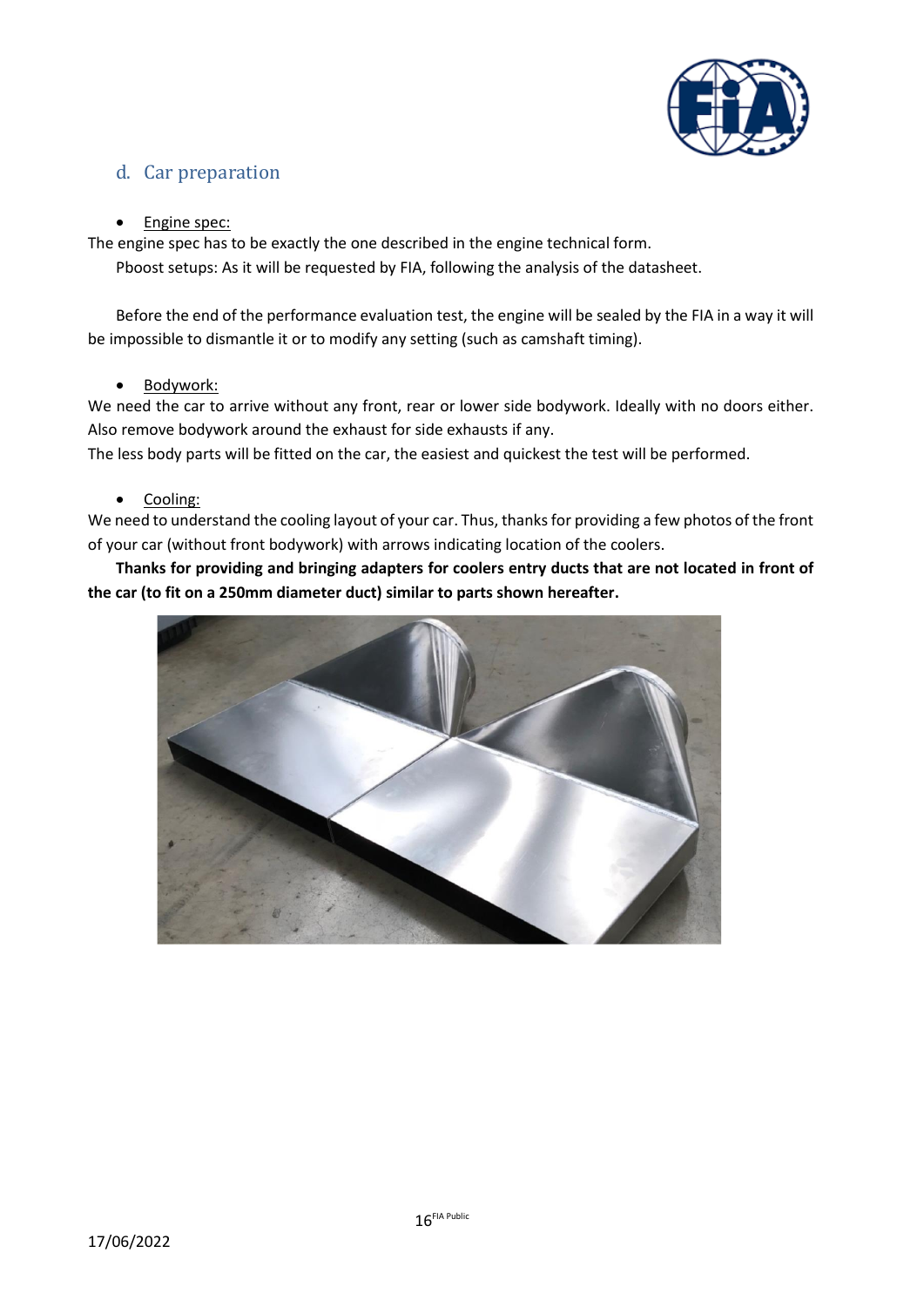## d. Car preparation

- Engine spec:

The engine spec has to be exactly the one described in the engine technical form.

Pboost setups: As it will be requested by FIA, following the analysis of the datasheet.

Before the end of the performance evaluation test, the engine will be sealed by the FIA in a way it will be impossible to dismantle it or to modify any setting (such as camshaft timing).

- Bodywork:

We need the car to arrive without any front, rear or lower side bodywork. Ideally with no doors either. Also remove bodywork around the exhaust for side exhausts if any.

The less body parts will be fitted on the car, the easiest and quickest the test will be performed.

- Cooling:

We need to understand the cooling layout of your car. Thus, thanks for providing a few photos of the front of your car (without front bodywork) with arrows indicating location of the coolers.

**Thanks for providing and bringing adapters for coolers entry ducts that are not located in front of the car (to fit on a 250mm diameter duct) similar to parts shown hereafter.**

17/06/2022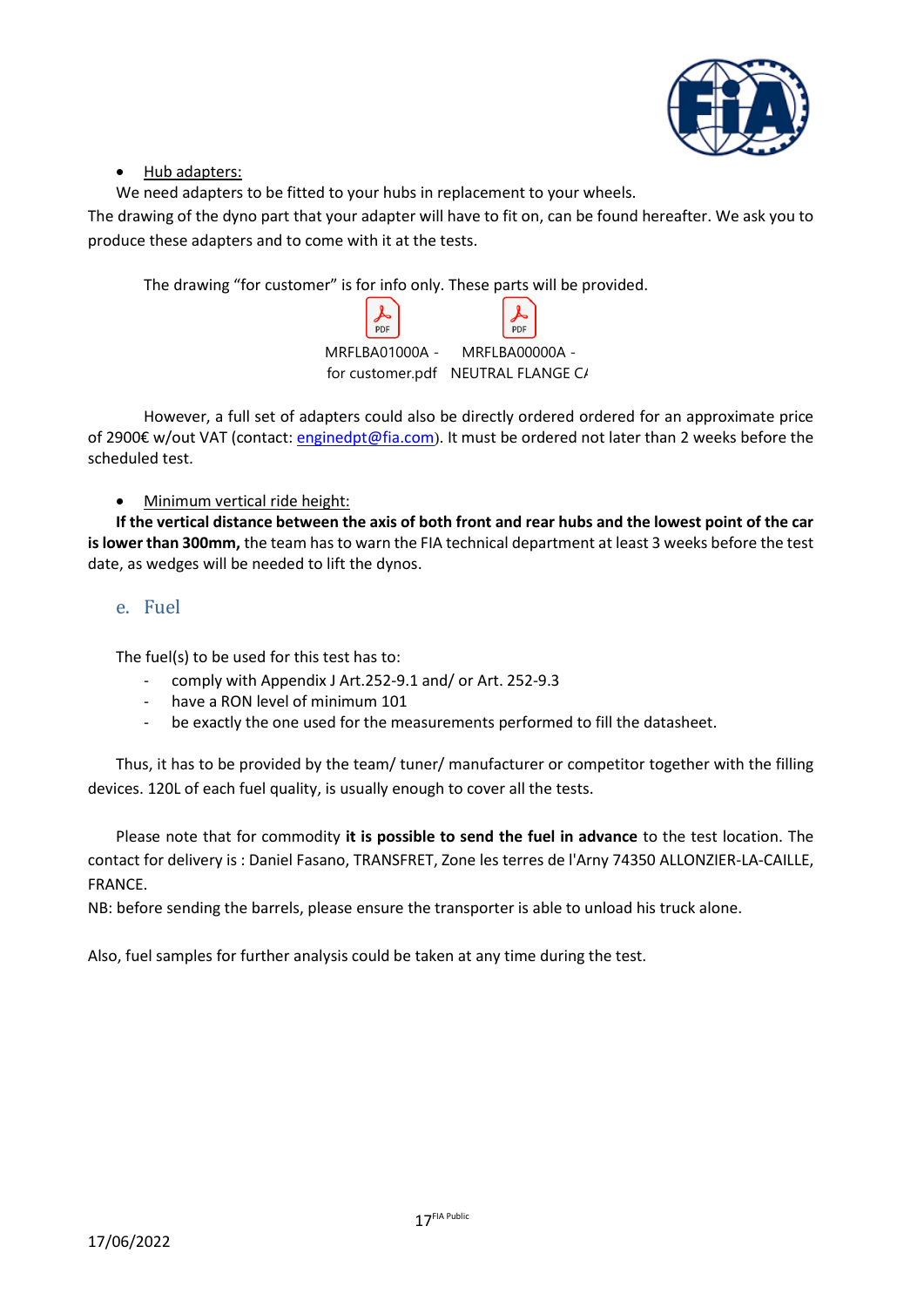- Hub adapters:

We need adapters to be fitted to your hubs in replacement to your wheels.

The drawing of the dyno part that your adapter will have to fit on, can be found hereafter. We ask you to produce these adapters and to come with it at the tests.

The drawing "for customer" is for info only. These parts will be provided.

MRFLBA01000A - for customer.pdf    MRFLBA00000A - NEUTRAL FLANGE C/

However, a full set of adapters could also be directly ordered ordered for an approximate price of 2900€ w/out VAT (contact: enginedpt@fia.com). It must be ordered not later than 2 weeks before the scheduled test.

- Minimum vertical ride height:

**If the vertical distance between the axis of both front and rear hubs and the lowest point of the car is lower than 300mm,** the team has to warn the FIA technical department at least 3 weeks before the test date, as wedges will be needed to lift the dynos.

## e. Fuel

The fuel(s) to be used for this test has to:

- comply with Appendix J Art.252-9.1 and/ or Art. 252-9.3
- have a RON level of minimum 101
- be exactly the one used for the measurements performed to fill the datasheet.

Thus, it has to be provided by the team/ tuner/ manufacturer or competitor together with the filling devices. 120L of each fuel quality, is usually enough to cover all the tests.

Please note that for commodity **it is possible to send the fuel in advance** to the test location. The contact for delivery is : Daniel Fasano, TRANSFRET, Zone les terres de l'Arny 74350 ALLONZIER-LA-CAILLE, FRANCE.

NB: before sending the barrels, please ensure the transporter is able to unload his truck alone.

Also, fuel samples for further analysis could be taken at any time during the test.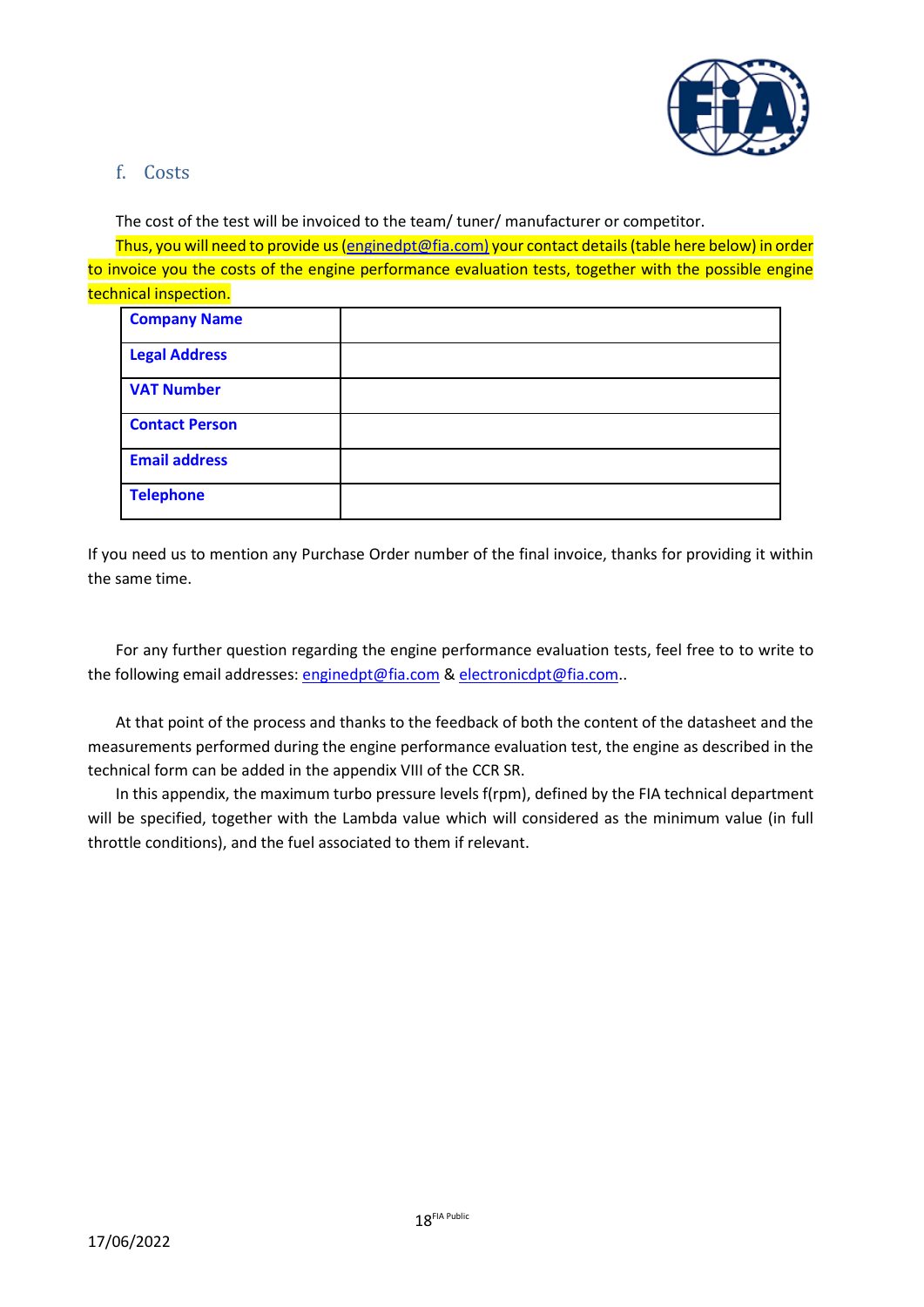## f. Costs

The cost of the test will be invoiced to the team/ tuner/ manufacturer or competitor.

Thus, you will need to provide us (enginedpt@fia.com) your contact details (table here below) in order to invoice you the costs of the engine performance evaluation tests, together with the possible engine technical inspection.

| **Company Name** | |
|---|---|
| **Legal Address** | |
| **VAT Number** | |
| **Contact Person** | |
| **Email address** | |
| **Telephone** | |

If you need us to mention any Purchase Order number of the final invoice, thanks for providing it within the same time.

For any further question regarding the engine performance evaluation tests, feel free to to write to the following email addresses: enginedpt@fia.com & electronicdpt@fia.com..

At that point of the process and thanks to the feedback of both the content of the datasheet and the measurements performed during the engine performance evaluation test, the engine as described in the technical form can be added in the appendix VIII of the CCR SR.

In this appendix, the maximum turbo pressure levels f(rpm), defined by the FIA technical department will be specified, together with the Lambda value which will considered as the minimum value (in full throttle conditions), and the fuel associated to them if relevant.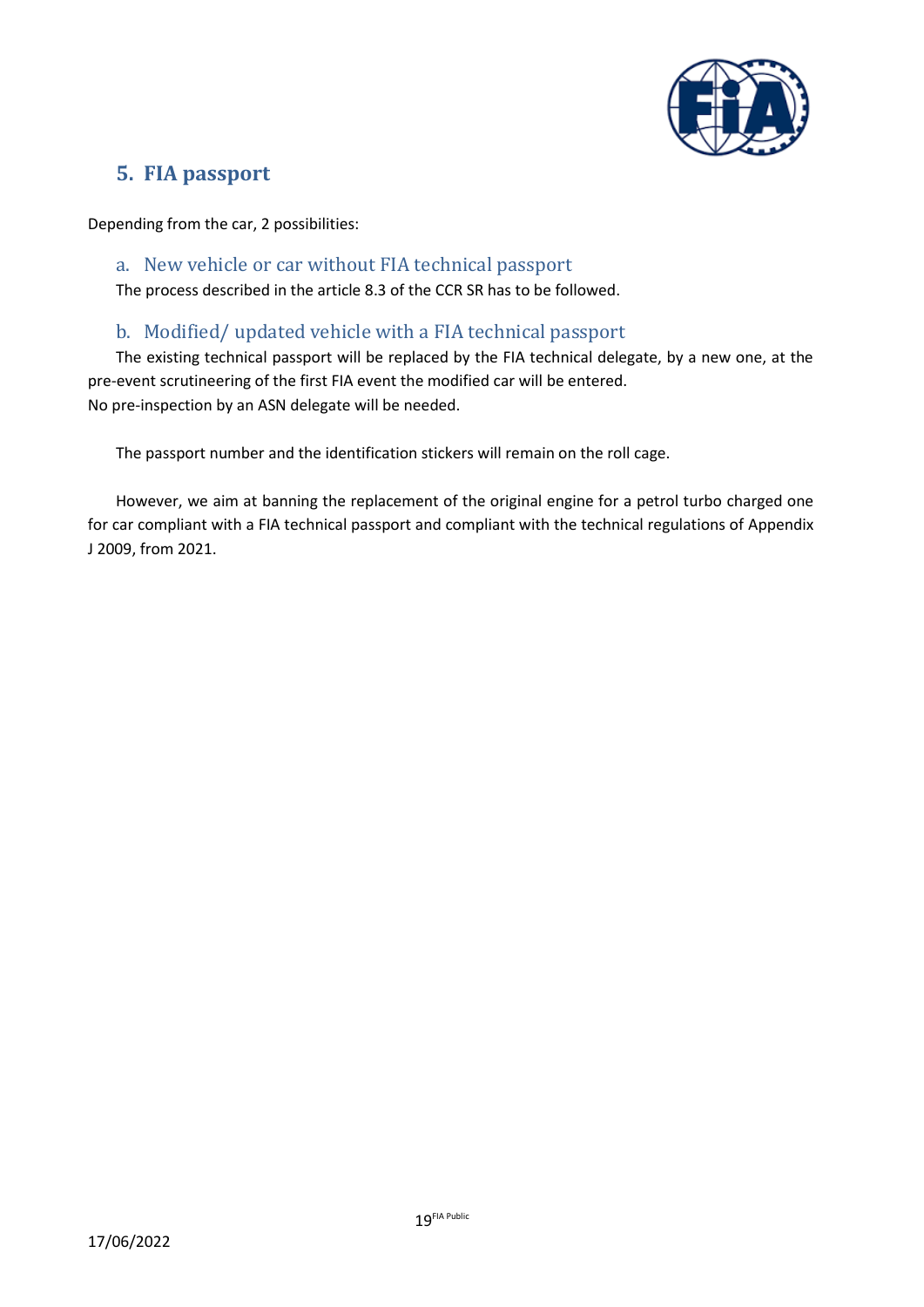## 5. FIA passport

Depending from the car, 2 possibilities:

### a. New vehicle or car without FIA technical passport

The process described in the article 8.3 of the CCR SR has to be followed.

### b. Modified/ updated vehicle with a FIA technical passport

The existing technical passport will be replaced by the FIA technical delegate, by a new one, at the pre-event scrutineering of the first FIA event the modified car will be entered.
No pre-inspection by an ASN delegate will be needed.

The passport number and the identification stickers will remain on the roll cage.

However, we aim at banning the replacement of the original engine for a petrol turbo charged one for car compliant with a FIA technical passport and compliant with the technical regulations of Appendix J 2009, from 2021.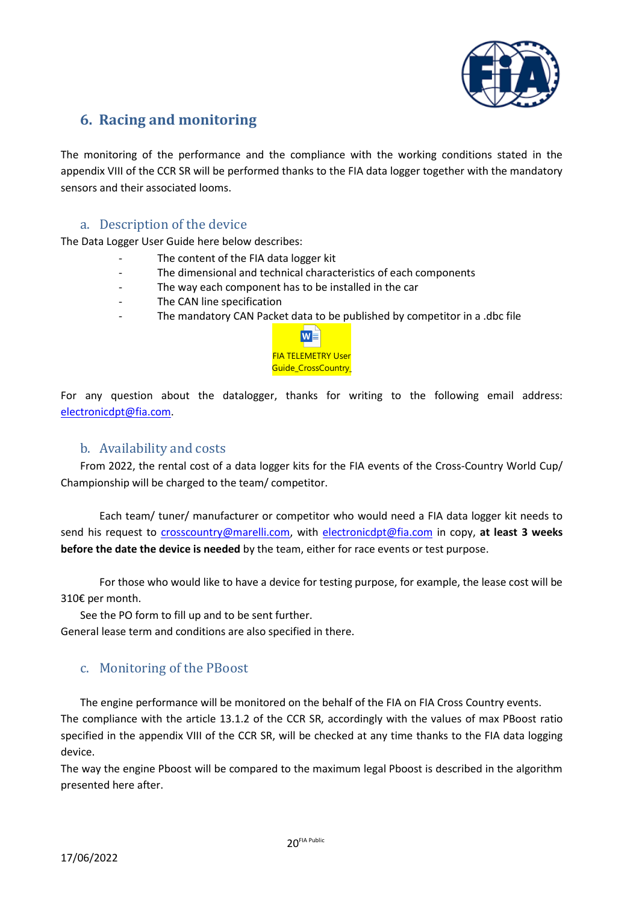## 6. Racing and monitoring

The monitoring of the performance and the compliance with the working conditions stated in the appendix VIII of the CCR SR will be performed thanks to the FIA data logger together with the mandatory sensors and their associated looms.

### a. Description of the device

The Data Logger User Guide here below describes:

- The content of the FIA data logger kit
- The dimensional and technical characteristics of each components
- The way each component has to be installed in the car
- The CAN line specification
- The mandatory CAN Packet data to be published by competitor in a .dbc file

FIA TELEMETRY User Guide_CrossCountry_

For any question about the datalogger, thanks for writing to the following email address: electronicdpt@fia.com.

### b. Availability and costs

From 2022, the rental cost of a data logger kits for the FIA events of the Cross-Country World Cup/ Championship will be charged to the team/ competitor.

Each team/ tuner/ manufacturer or competitor who would need a FIA data logger kit needs to send his request to crosscountry@marelli.com, with electronicdpt@fia.com in copy, **at least 3 weeks before the date the device is needed** by the team, either for race events or test purpose.

For those who would like to have a device for testing purpose, for example, the lease cost will be 310€ per month.

See the PO form to fill up and to be sent further.

General lease term and conditions are also specified in there.

### c. Monitoring of the PBoost

The engine performance will be monitored on the behalf of the FIA on FIA Cross Country events.

The compliance with the article 13.1.2 of the CCR SR, accordingly with the values of max PBoost ratio specified in the appendix VIII of the CCR SR, will be checked at any time thanks to the FIA data logging device.

The way the engine Pboost will be compared to the maximum legal Pboost is described in the algorithm presented here after.

17/06/2022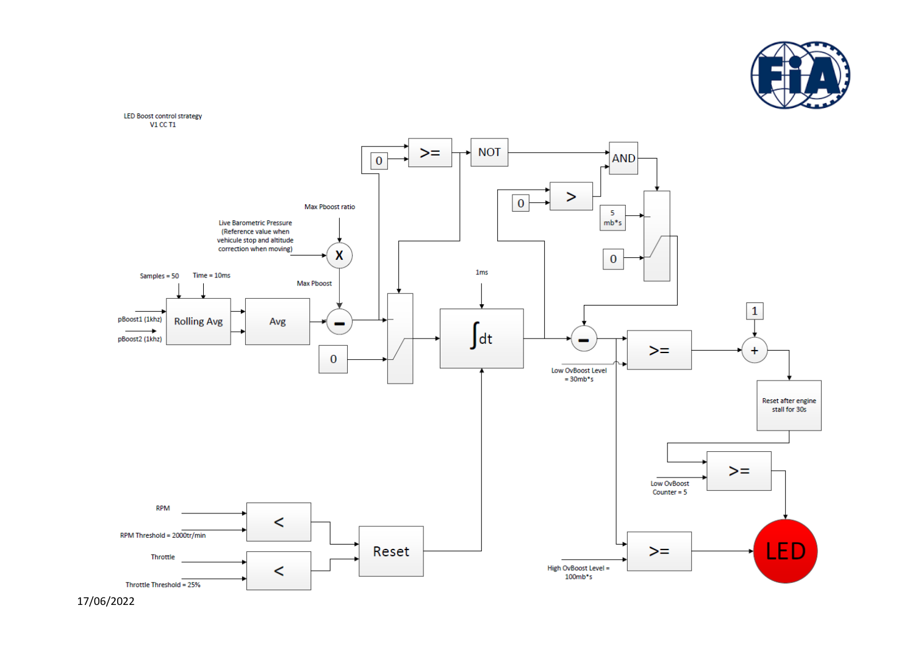LED Boost control strategy
V1 CC T1

pBoost1 (1khz)

pBoost2 (1khz)

Samples = 50

Time = 10ms

Rolling Avg

Avg

Live Barometric Pressure (Reference value when vehicule stop and altitude correction when moving)

Max Pboost ratio

X

Max Pboost

−

0

>=

0

NOT

AND

0

>

5 mb*s

0

1ms

∫dt

−

Low OvBoost Level = 30mb*s

>=

1

+

Reset after engine stall for 30s

>=

Low OvBoost Counter = 5

>=

High OvBoost Level = 100mb*s

LED

RPM

RPM Threshold = 2000tr/min

<

Throttle

Throttle Threshold = 25%

<

Reset

17/06/2022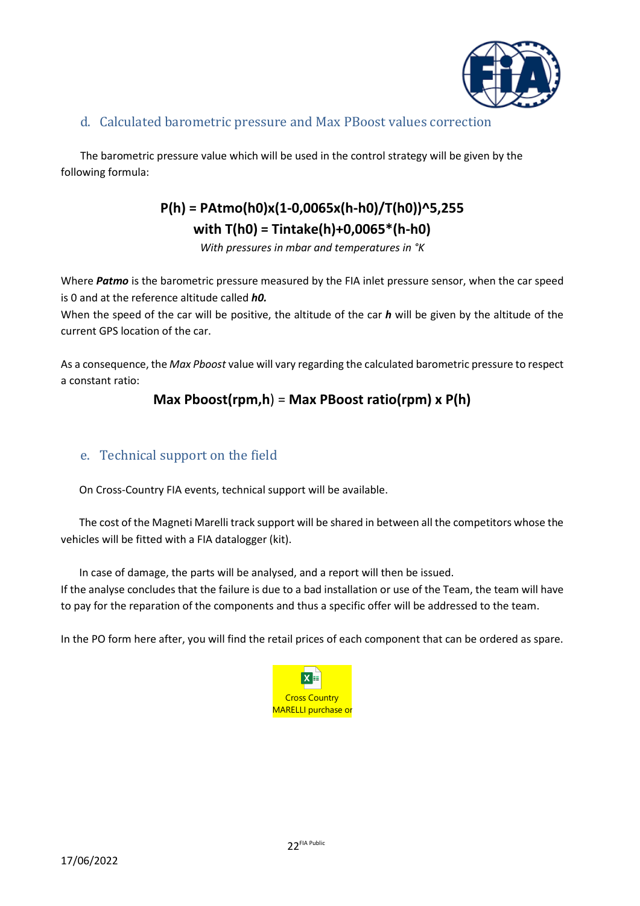### d. Calculated barometric pressure and Max PBoost values correction

The barometric pressure value which will be used in the control strategy will be given by the following formula:

$$P(h) = PAtmo(h0) \times (1 - 0{,}0065 \times (h - h0)/T(h0))^{5{,}255}$$

$$\text{with } T(h0) = Tintake(h) + 0{,}0065 * (h - h0)$$

*With pressures in mbar and temperatures in °K*

Where ***Patmo*** is the barometric pressure measured by the FIA inlet pressure sensor, when the car speed is 0 and at the reference altitude called ***h0.***
When the speed of the car will be positive, the altitude of the car ***h*** will be given by the altitude of the current GPS location of the car.

As a consequence, the *Max Pboost* value will vary regarding the calculated barometric pressure to respect a constant ratio:

$$\text{Max Pboost}(rpm,h) = \text{Max PBoost ratio}(rpm) \times P(h)$$

### e. Technical support on the field

On Cross-Country FIA events, technical support will be available.

The cost of the Magneti Marelli track support will be shared in between all the competitors whose the vehicles will be fitted with a FIA datalogger (kit).

In case of damage, the parts will be analysed, and a report will then be issued.
If the analyse concludes that the failure is due to a bad installation or use of the Team, the team will have to pay for the reparation of the components and thus a specific offer will be addressed to the team.

In the PO form here after, you will find the retail prices of each component that can be ordered as spare.

Cross Country MARELLI purchase or

17/06/2022